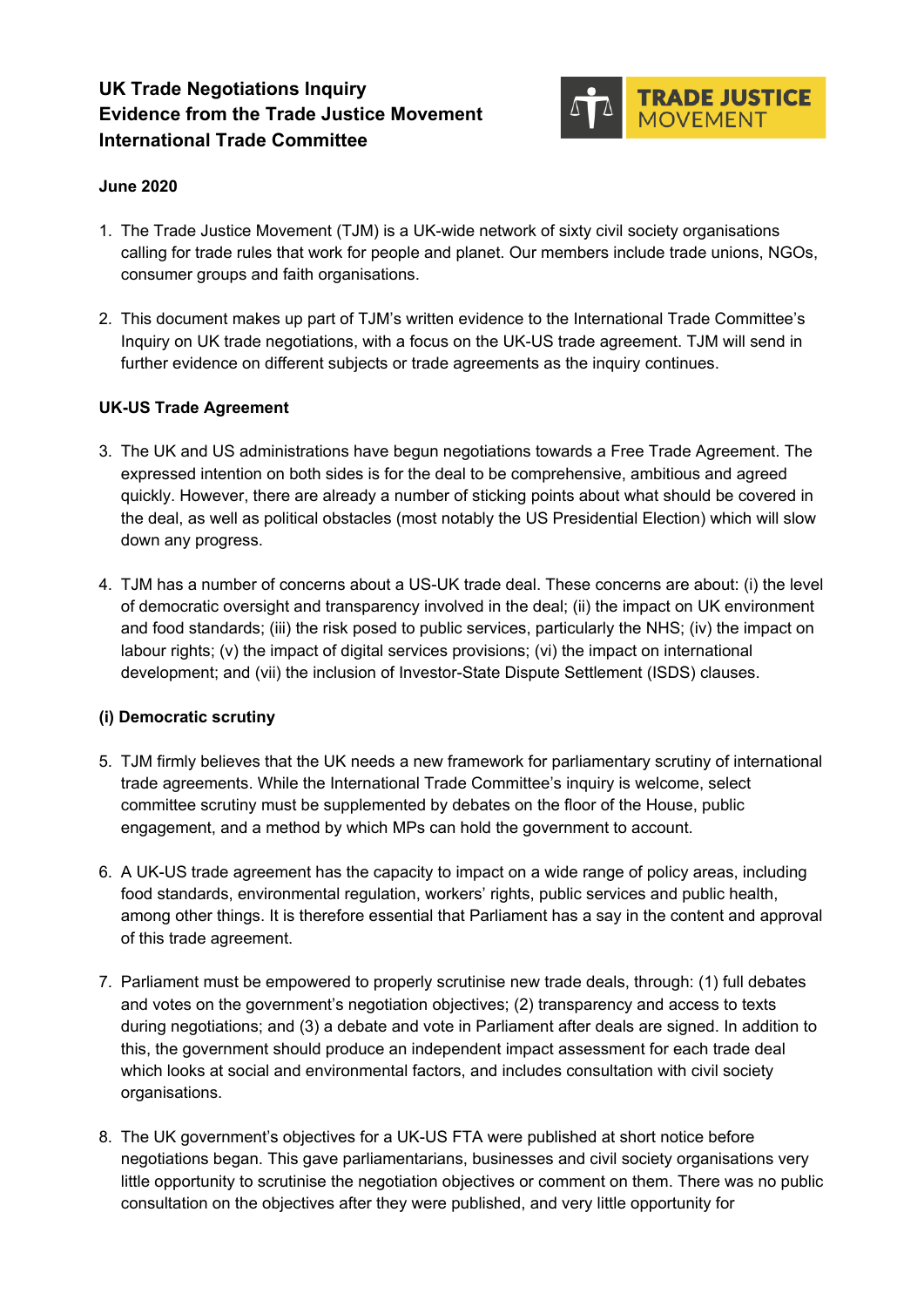# UK Trade Negotiations Inquiry
# Evidence from the Trade Justice Movement
# International Trade Committee

TRADE JUSTICE MOVEMENT

**June 2020**

1. The Trade Justice Movement (TJM) is a UK-wide network of sixty civil society organisations calling for trade rules that work for people and planet. Our members include trade unions, NGOs, consumer groups and faith organisations.

2. This document makes up part of TJM's written evidence to the International Trade Committee's Inquiry on UK trade negotiations, with a focus on the UK-US trade agreement. TJM will send in further evidence on different subjects or trade agreements as the inquiry continues.

## UK-US Trade Agreement

3. The UK and US administrations have begun negotiations towards a Free Trade Agreement. The expressed intention on both sides is for the deal to be comprehensive, ambitious and agreed quickly. However, there are already a number of sticking points about what should be covered in the deal, as well as political obstacles (most notably the US Presidential Election) which will slow down any progress.

4. TJM has a number of concerns about a US-UK trade deal. These concerns are about: (i) the level of democratic oversight and transparency involved in the deal; (ii) the impact on UK environment and food standards; (iii) the risk posed to public services, particularly the NHS; (iv) the impact on labour rights; (v) the impact of digital services provisions; (vi) the impact on international development; and (vii) the inclusion of Investor-State Dispute Settlement (ISDS) clauses.

### (i) Democratic scrutiny

5. TJM firmly believes that the UK needs a new framework for parliamentary scrutiny of international trade agreements. While the International Trade Committee's inquiry is welcome, select committee scrutiny must be supplemented by debates on the floor of the House, public engagement, and a method by which MPs can hold the government to account.

6. A UK-US trade agreement has the capacity to impact on a wide range of policy areas, including food standards, environmental regulation, workers' rights, public services and public health, among other things. It is therefore essential that Parliament has a say in the content and approval of this trade agreement.

7. Parliament must be empowered to properly scrutinise new trade deals, through: (1) full debates and votes on the government's negotiation objectives; (2) transparency and access to texts during negotiations; and (3) a debate and vote in Parliament after deals are signed. In addition to this, the government should produce an independent impact assessment for each trade deal which looks at social and environmental factors, and includes consultation with civil society organisations.

8. The UK government's objectives for a UK-US FTA were published at short notice before negotiations began. This gave parliamentarians, businesses and civil society organisations very little opportunity to scrutinise the negotiation objectives or comment on them. There was no public consultation on the objectives after they were published, and very little opportunity for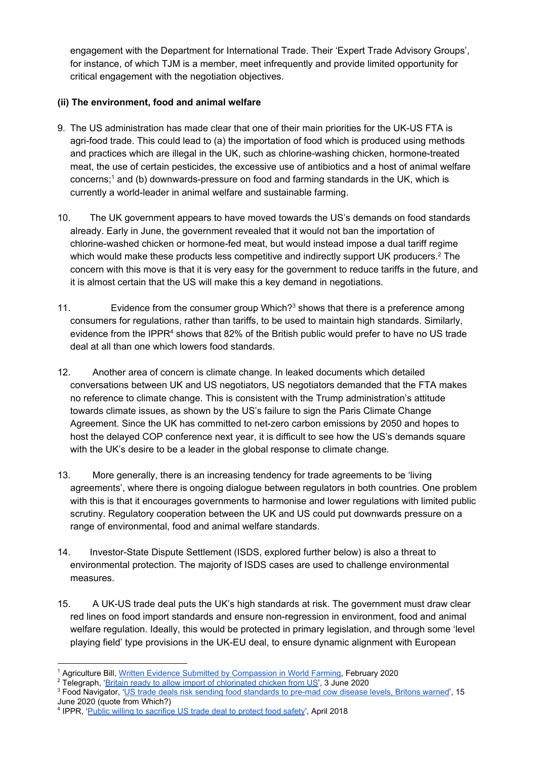engagement with the Department for International Trade. Their 'Expert Trade Advisory Groups', for instance, of which TJM is a member, meet infrequently and provide limited opportunity for critical engagement with the negotiation objectives.

**(ii) The environment, food and animal welfare**

9. The US administration has made clear that one of their main priorities for the UK-US FTA is agri-food trade. This could lead to (a) the importation of food which is produced using methods and practices which are illegal in the UK, such as chlorine-washing chicken, hormone-treated meat, the use of certain pesticides, the excessive use of antibiotics and a host of animal welfare concerns;[1] and (b) downwards-pressure on food and farming standards in the UK, which is currently a world-leader in animal welfare and sustainable farming.

10. The UK government appears to have moved towards the US's demands on food standards already. Early in June, the government revealed that it would not ban the importation of chlorine-washed chicken or hormone-fed meat, but would instead impose a dual tariff regime which would make these products less competitive and indirectly support UK producers.[2] The concern with this move is that it is very easy for the government to reduce tariffs in the future, and it is almost certain that the US will make this a key demand in negotiations.

11. Evidence from the consumer group Which?[3] shows that there is a preference among consumers for regulations, rather than tariffs, to be used to maintain high standards. Similarly, evidence from the IPPR[4] shows that 82% of the British public would prefer to have no US trade deal at all than one which lowers food standards.

12. Another area of concern is climate change. In leaked documents which detailed conversations between UK and US negotiators, US negotiators demanded that the FTA makes no reference to climate change. This is consistent with the Trump administration's attitude towards climate issues, as shown by the US's failure to sign the Paris Climate Change Agreement. Since the UK has committed to net-zero carbon emissions by 2050 and hopes to host the delayed COP conference next year, it is difficult to see how the US's demands square with the UK's desire to be a leader in the global response to climate change.

13. More generally, there is an increasing tendency for trade agreements to be 'living agreements', where there is ongoing dialogue between regulators in both countries. One problem with this is that it encourages governments to harmonise and lower regulations with limited public scrutiny. Regulatory cooperation between the UK and US could put downwards pressure on a range of environmental, food and animal welfare standards.

14. Investor-State Dispute Settlement (ISDS, explored further below) is also a threat to environmental protection. The majority of ISDS cases are used to challenge environmental measures.

15. A UK-US trade deal puts the UK's high standards at risk. The government must draw clear red lines on food import standards and ensure non-regression in environment, food and animal welfare regulation. Ideally, this would be protected in primary legislation, and through some 'level playing field' type provisions in the UK-EU deal, to ensure dynamic alignment with European

---

[1] Agriculture Bill, [Written Evidence Submitted by Compassion in World Farming](), February 2020

[2] Telegraph, '[Britain ready to allow import of chlorinated chicken from US]()', 3 June 2020

[3] Food Navigator, '[US trade deals risk sending food standards to pre-mad cow disease levels, Britons warned]()', 15 June 2020 (quote from Which?)

[4] IPPR, '[Public willing to sacrifice US trade deal to protect food safety]()', April 2018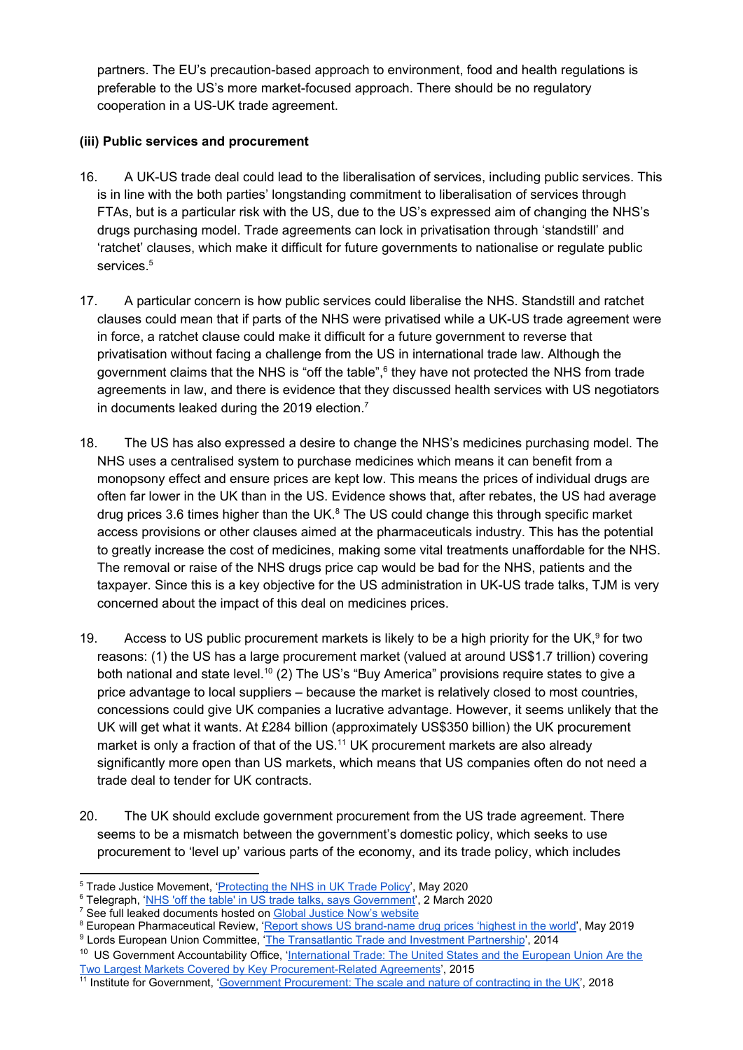partners. The EU's precaution-based approach to environment, food and health regulations is preferable to the US's more market-focused approach. There should be no regulatory cooperation in a US-UK trade agreement.

### (iii) Public services and procurement

16. A UK-US trade deal could lead to the liberalisation of services, including public services. This is in line with the both parties' longstanding commitment to liberalisation of services through FTAs, but is a particular risk with the US, due to the US's expressed aim of changing the NHS's drugs purchasing model. Trade agreements can lock in privatisation through 'standstill' and 'ratchet' clauses, which make it difficult for future governments to nationalise or regulate public services.[5]

17. A particular concern is how public services could liberalise the NHS. Standstill and ratchet clauses could mean that if parts of the NHS were privatised while a UK-US trade agreement were in force, a ratchet clause could make it difficult for a future government to reverse that privatisation without facing a challenge from the US in international trade law. Although the government claims that the NHS is "off the table",[6] they have not protected the NHS from trade agreements in law, and there is evidence that they discussed health services with US negotiators in documents leaked during the 2019 election.[7]

18. The US has also expressed a desire to change the NHS's medicines purchasing model. The NHS uses a centralised system to purchase medicines which means it can benefit from a monopsony effect and ensure prices are kept low. This means the prices of individual drugs are often far lower in the UK than in the US. Evidence shows that, after rebates, the US had average drug prices 3.6 times higher than the UK.[8] The US could change this through specific market access provisions or other clauses aimed at the pharmaceuticals industry. This has the potential to greatly increase the cost of medicines, making some vital treatments unaffordable for the NHS. The removal or raise of the NHS drugs price cap would be bad for the NHS, patients and the taxpayer. Since this is a key objective for the US administration in UK-US trade talks, TJM is very concerned about the impact of this deal on medicines prices.

19. Access to US public procurement markets is likely to be a high priority for the UK,[9] for two reasons: (1) the US has a large procurement market (valued at around US$1.7 trillion) covering both national and state level.[10] (2) The US's "Buy America" provisions require states to give a price advantage to local suppliers – because the market is relatively closed to most countries, concessions could give UK companies a lucrative advantage. However, it seems unlikely that the UK will get what it wants. At £284 billion (approximately US$350 billion) the UK procurement market is only a fraction of that of the US.[11] UK procurement markets are also already significantly more open than US markets, which means that US companies often do not need a trade deal to tender for UK contracts.

20. The UK should exclude government procurement from the US trade agreement. There seems to be a mismatch between the government's domestic policy, which seeks to use procurement to 'level up' various parts of the economy, and its trade policy, which includes

---

[5] Trade Justice Movement, 'Protecting the NHS in UK Trade Policy', May 2020

[6] Telegraph, 'NHS 'off the table' in US trade talks, says Government', 2 March 2020

[7] See full leaked documents hosted on Global Justice Now's website

[8] European Pharmaceutical Review, 'Report shows US brand-name drug prices 'highest in the world'', May 2019

[9] Lords European Union Committee, 'The Transatlantic Trade and Investment Partnership', 2014

[10] US Government Accountability Office, 'International Trade: The United States and the European Union Are the Two Largest Markets Covered by Key Procurement-Related Agreements', 2015

[11] Institute for Government, 'Government Procurement: The scale and nature of contracting in the UK', 2018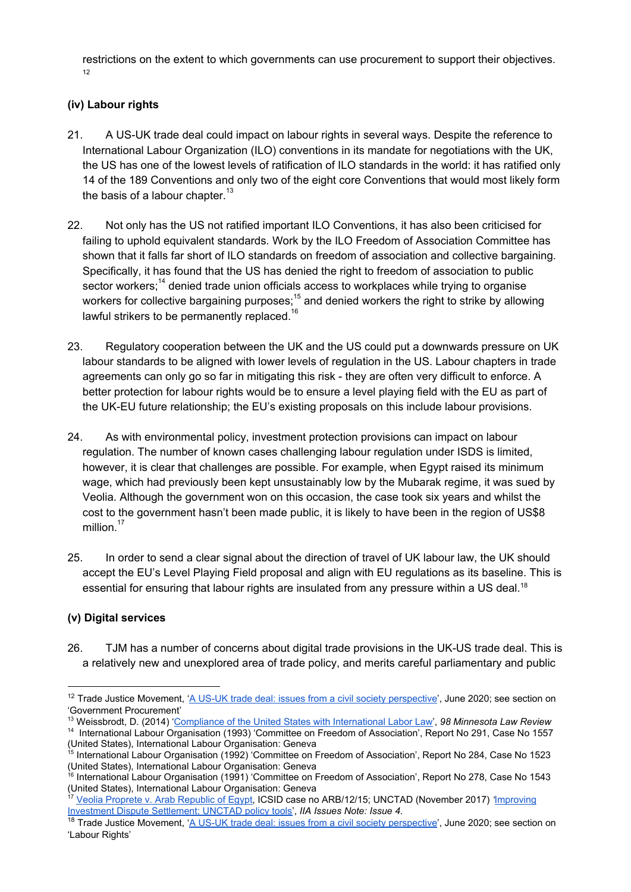restrictions on the extent to which governments can use procurement to support their objectives.[12]

### (iv) Labour rights

21. A US-UK trade deal could impact on labour rights in several ways. Despite the reference to International Labour Organization (ILO) conventions in its mandate for negotiations with the UK, the US has one of the lowest levels of ratification of ILO standards in the world: it has ratified only 14 of the 189 Conventions and only two of the eight core Conventions that would most likely form the basis of a labour chapter.[13]

22. Not only has the US not ratified important ILO Conventions, it has also been criticised for failing to uphold equivalent standards. Work by the ILO Freedom of Association Committee has shown that it falls far short of ILO standards on freedom of association and collective bargaining. Specifically, it has found that the US has denied the right to freedom of association to public sector workers;[14] denied trade union officials access to workplaces while trying to organise workers for collective bargaining purposes;[15] and denied workers the right to strike by allowing lawful strikers to be permanently replaced.[16]

23. Regulatory cooperation between the UK and the US could put a downwards pressure on UK labour standards to be aligned with lower levels of regulation in the US. Labour chapters in trade agreements can only go so far in mitigating this risk - they are often very difficult to enforce. A better protection for labour rights would be to ensure a level playing field with the EU as part of the UK-EU future relationship; the EU's existing proposals on this include labour provisions.

24. As with environmental policy, investment protection provisions can impact on labour regulation. The number of known cases challenging labour regulation under ISDS is limited, however, it is clear that challenges are possible. For example, when Egypt raised its minimum wage, which had previously been kept unsustainably low by the Mubarak regime, it was sued by Veolia. Although the government won on this occasion, the case took six years and whilst the cost to the government hasn't been made public, it is likely to have been in the region of US$8 million.[17]

25. In order to send a clear signal about the direction of travel of UK labour law, the UK should accept the EU's Level Playing Field proposal and align with EU regulations as its baseline. This is essential for ensuring that labour rights are insulated from any pressure within a US deal.[18]

### (v) Digital services

26. TJM has a number of concerns about digital trade provisions in the UK-US trade deal. This is a relatively new and unexplored area of trade policy, and merits careful parliamentary and public

---

[12] Trade Justice Movement, 'A US-UK trade deal: issues from a civil society perspective', June 2020; see section on 'Government Procurement'

[13] Weissbrodt, D. (2014) 'Compliance of the United States with International Labor Law', *98 Minnesota Law Review*

[14] International Labour Organisation (1993) 'Committee on Freedom of Association', Report No 291, Case No 1557 (United States), International Labour Organisation: Geneva

[15] International Labour Organisation (1992) 'Committee on Freedom of Association', Report No 284, Case No 1523 (United States), International Labour Organisation: Geneva

[16] International Labour Organisation (1991) 'Committee on Freedom of Association', Report No 278, Case No 1543 (United States), International Labour Organisation: Geneva

[17] Veolia Proprete v. Arab Republic of Egypt, ICSID case no ARB/12/15; UNCTAD (November 2017) 'Improving Investment Dispute Settlement: UNCTAD policy tools', *IIA Issues Note: Issue 4.*

[18] Trade Justice Movement, 'A US-UK trade deal: issues from a civil society perspective', June 2020; see section on 'Labour Rights'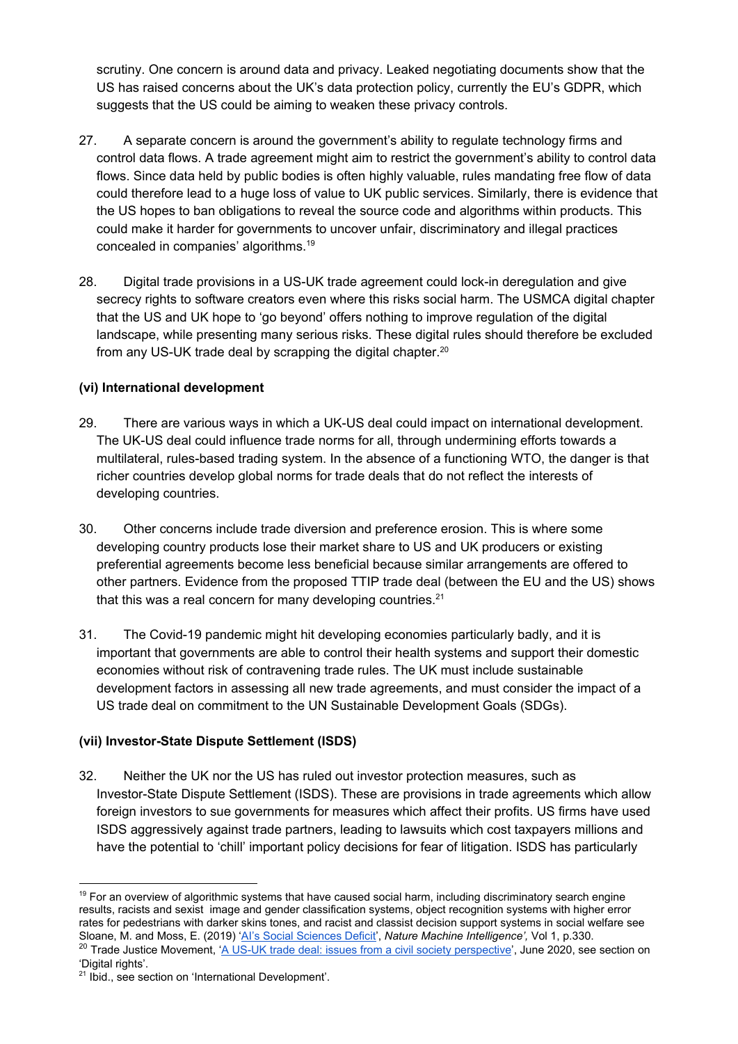scrutiny. One concern is around data and privacy. Leaked negotiating documents show that the US has raised concerns about the UK's data protection policy, currently the EU's GDPR, which suggests that the US could be aiming to weaken these privacy controls.

27. A separate concern is around the government's ability to regulate technology firms and control data flows. A trade agreement might aim to restrict the government's ability to control data flows. Since data held by public bodies is often highly valuable, rules mandating free flow of data could therefore lead to a huge loss of value to UK public services. Similarly, there is evidence that the US hopes to ban obligations to reveal the source code and algorithms within products. This could make it harder for governments to uncover unfair, discriminatory and illegal practices concealed in companies' algorithms.[19]

28. Digital trade provisions in a US-UK trade agreement could lock-in deregulation and give secrecy rights to software creators even where this risks social harm. The USMCA digital chapter that the US and UK hope to 'go beyond' offers nothing to improve regulation of the digital landscape, while presenting many serious risks. These digital rules should therefore be excluded from any US-UK trade deal by scrapping the digital chapter.[20]

**(vi) International development**

29. There are various ways in which a UK-US deal could impact on international development. The UK-US deal could influence trade norms for all, through undermining efforts towards a multilateral, rules-based trading system. In the absence of a functioning WTO, the danger is that richer countries develop global norms for trade deals that do not reflect the interests of developing countries.

30. Other concerns include trade diversion and preference erosion. This is where some developing country products lose their market share to US and UK producers or existing preferential agreements become less beneficial because similar arrangements are offered to other partners. Evidence from the proposed TTIP trade deal (between the EU and the US) shows that this was a real concern for many developing countries.[21]

31. The Covid-19 pandemic might hit developing economies particularly badly, and it is important that governments are able to control their health systems and support their domestic economies without risk of contravening trade rules. The UK must include sustainable development factors in assessing all new trade agreements, and must consider the impact of a US trade deal on commitment to the UN Sustainable Development Goals (SDGs).

**(vii) Investor-State Dispute Settlement (ISDS)**

32. Neither the UK nor the US has ruled out investor protection measures, such as Investor-State Dispute Settlement (ISDS). These are provisions in trade agreements which allow foreign investors to sue governments for measures which affect their profits. US firms have used ISDS aggressively against trade partners, leading to lawsuits which cost taxpayers millions and have the potential to 'chill' important policy decisions for fear of litigation. ISDS has particularly

---

[19] For an overview of algorithmic systems that have caused social harm, including discriminatory search engine results, racists and sexist image and gender classification systems, object recognition systems with higher error rates for pedestrians with darker skins tones, and racist and classist decision support systems in social welfare see Sloane, M. and Moss, E. (2019) 'AI's Social Sciences Deficit', *Nature Machine Intelligence',* Vol 1, p.330.

[20] Trade Justice Movement, 'A US-UK trade deal: issues from a civil society perspective', June 2020, see section on 'Digital rights'.

[21] Ibid., see section on 'International Development'.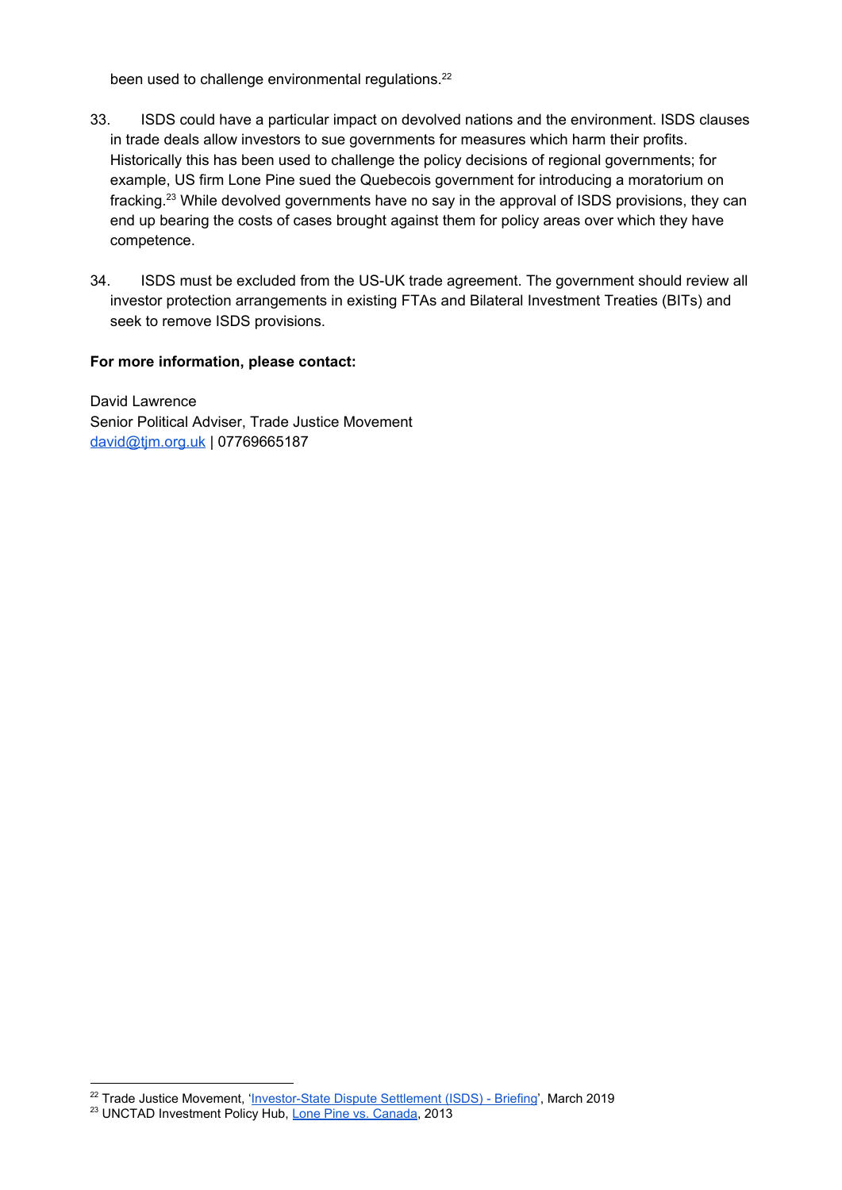been used to challenge environmental regulations.[22]

33. ISDS could have a particular impact on devolved nations and the environment. ISDS clauses in trade deals allow investors to sue governments for measures which harm their profits. Historically this has been used to challenge the policy decisions of regional governments; for example, US firm Lone Pine sued the Quebecois government for introducing a moratorium on fracking.[23] While devolved governments have no say in the approval of ISDS provisions, they can end up bearing the costs of cases brought against them for policy areas over which they have competence.

34. ISDS must be excluded from the US-UK trade agreement. The government should review all investor protection arrangements in existing FTAs and Bilateral Investment Treaties (BITs) and seek to remove ISDS provisions.

**For more information, please contact:**

David Lawrence
Senior Political Adviser, Trade Justice Movement
david@tjm.org.uk | 07769665187

---

[22] Trade Justice Movement, 'Investor-State Dispute Settlement (ISDS) - Briefing', March 2019
[23] UNCTAD Investment Policy Hub, Lone Pine vs. Canada, 2013